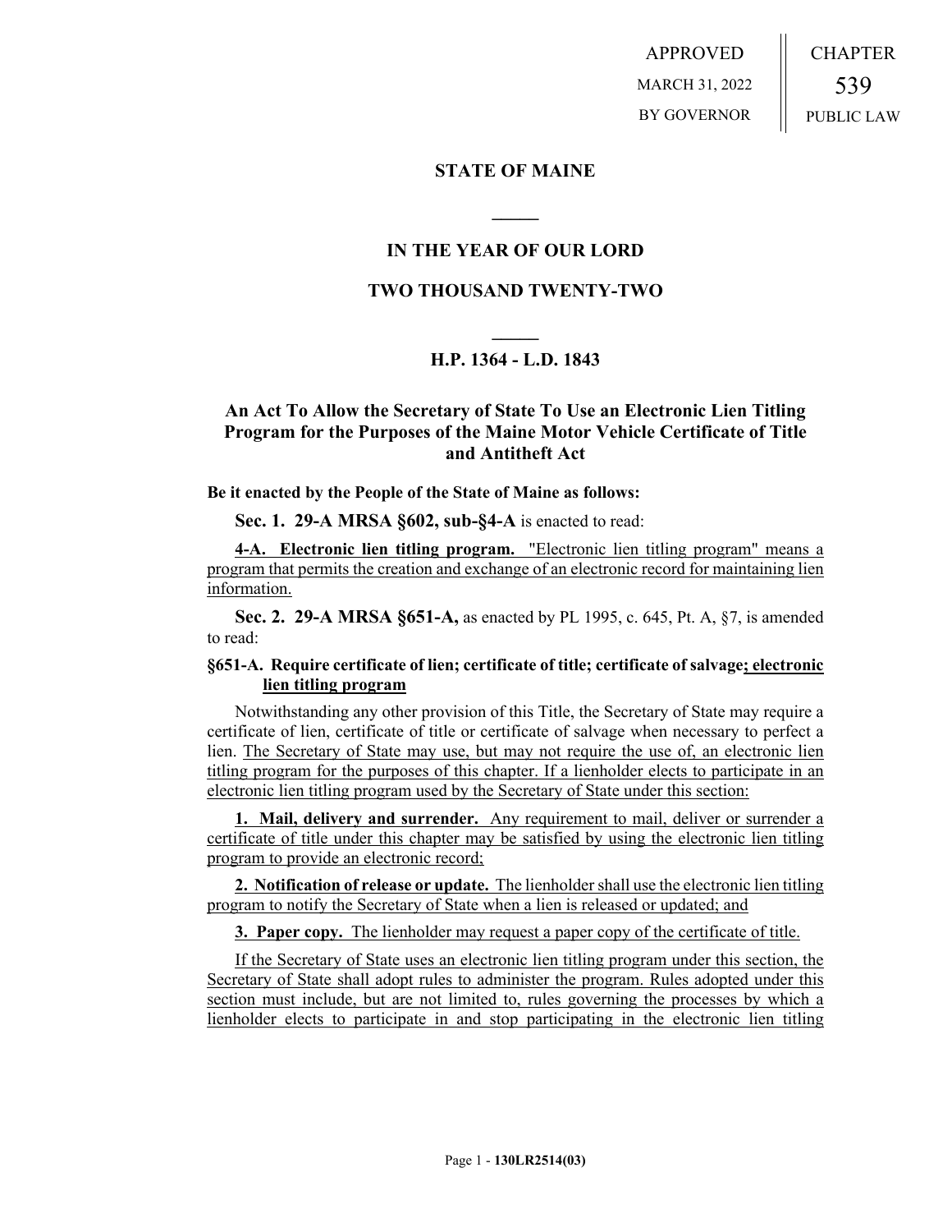APPROVED
MARCH 31, 2022
BY GOVERNOR

CHAPTER
539
PUBLIC LAW

# STATE OF MAINE

## IN THE YEAR OF OUR LORD

## TWO THOUSAND TWENTY-TWO

## H.P. 1364 - L.D. 1843

## An Act To Allow the Secretary of State To Use an Electronic Lien Titling Program for the Purposes of the Maine Motor Vehicle Certificate of Title and Antitheft Act

**Be it enacted by the People of the State of Maine as follows:**

**Sec. 1. 29-A MRSA §602, sub-§4-A** is enacted to read:

**4-A. Electronic lien titling program.** "Electronic lien titling program" means a program that permits the creation and exchange of an electronic record for maintaining lien information.

**Sec. 2. 29-A MRSA §651-A,** as enacted by PL 1995, c. 645, Pt. A, §7, is amended to read:

**§651-A. Require certificate of lien; certificate of title; certificate of salvage; electronic lien titling program**

Notwithstanding any other provision of this Title, the Secretary of State may require a certificate of lien, certificate of title or certificate of salvage when necessary to perfect a lien. The Secretary of State may use, but may not require the use of, an electronic lien titling program for the purposes of this chapter. If a lienholder elects to participate in an electronic lien titling program used by the Secretary of State under this section:

**1. Mail, delivery and surrender.** Any requirement to mail, deliver or surrender a certificate of title under this chapter may be satisfied by using the electronic lien titling program to provide an electronic record;

**2. Notification of release or update.** The lienholder shall use the electronic lien titling program to notify the Secretary of State when a lien is released or updated; and

**3. Paper copy.** The lienholder may request a paper copy of the certificate of title.

If the Secretary of State uses an electronic lien titling program under this section, the Secretary of State shall adopt rules to administer the program. Rules adopted under this section must include, but are not limited to, rules governing the processes by which a lienholder elects to participate in and stop participating in the electronic lien titling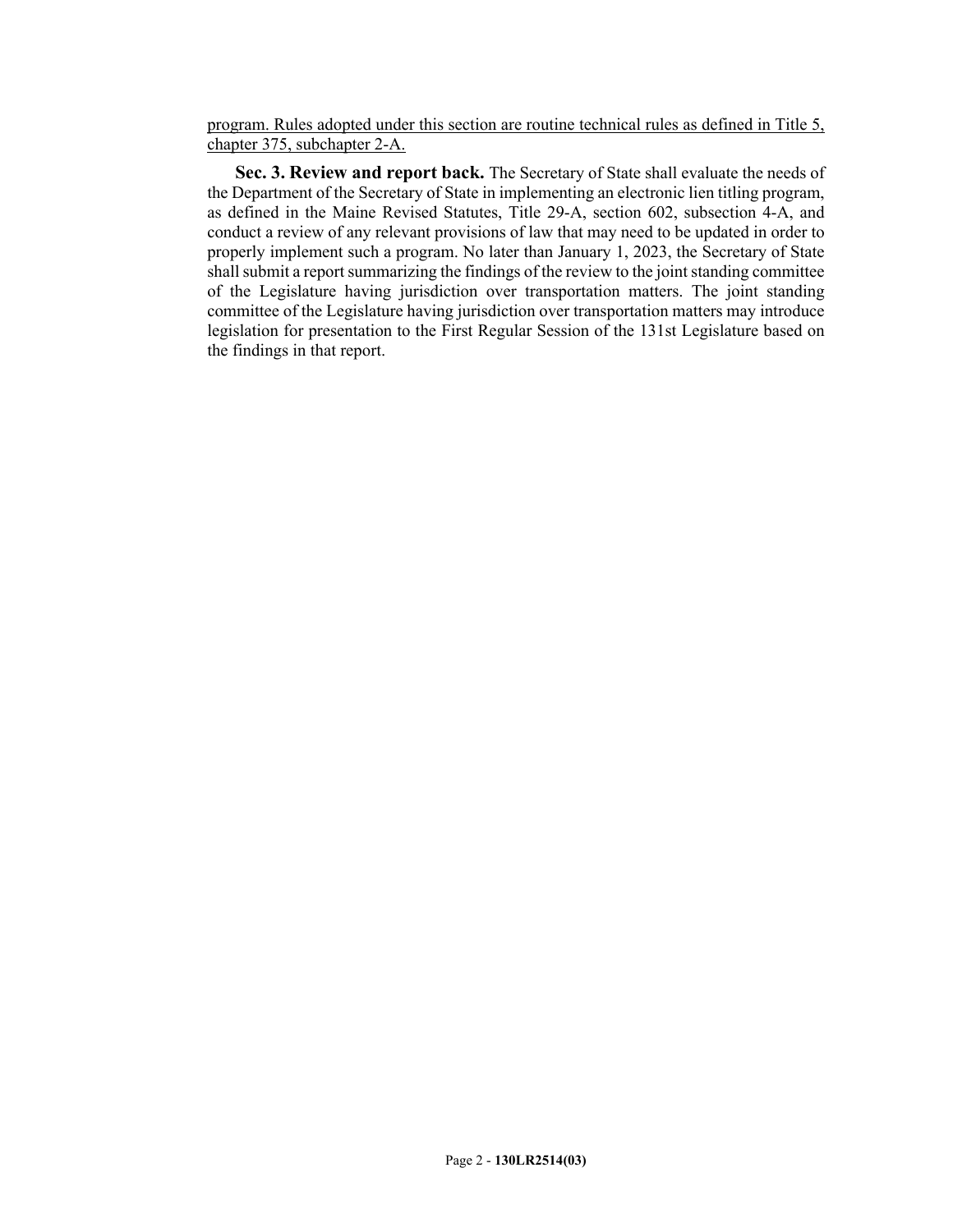program. Rules adopted under this section are routine technical rules as defined in Title 5, chapter 375, subchapter 2-A.

**Sec. 3. Review and report back.** The Secretary of State shall evaluate the needs of the Department of the Secretary of State in implementing an electronic lien titling program, as defined in the Maine Revised Statutes, Title 29-A, section 602, subsection 4-A, and conduct a review of any relevant provisions of law that may need to be updated in order to properly implement such a program. No later than January 1, 2023, the Secretary of State shall submit a report summarizing the findings of the review to the joint standing committee of the Legislature having jurisdiction over transportation matters. The joint standing committee of the Legislature having jurisdiction over transportation matters may introduce legislation for presentation to the First Regular Session of the 131st Legislature based on the findings in that report.